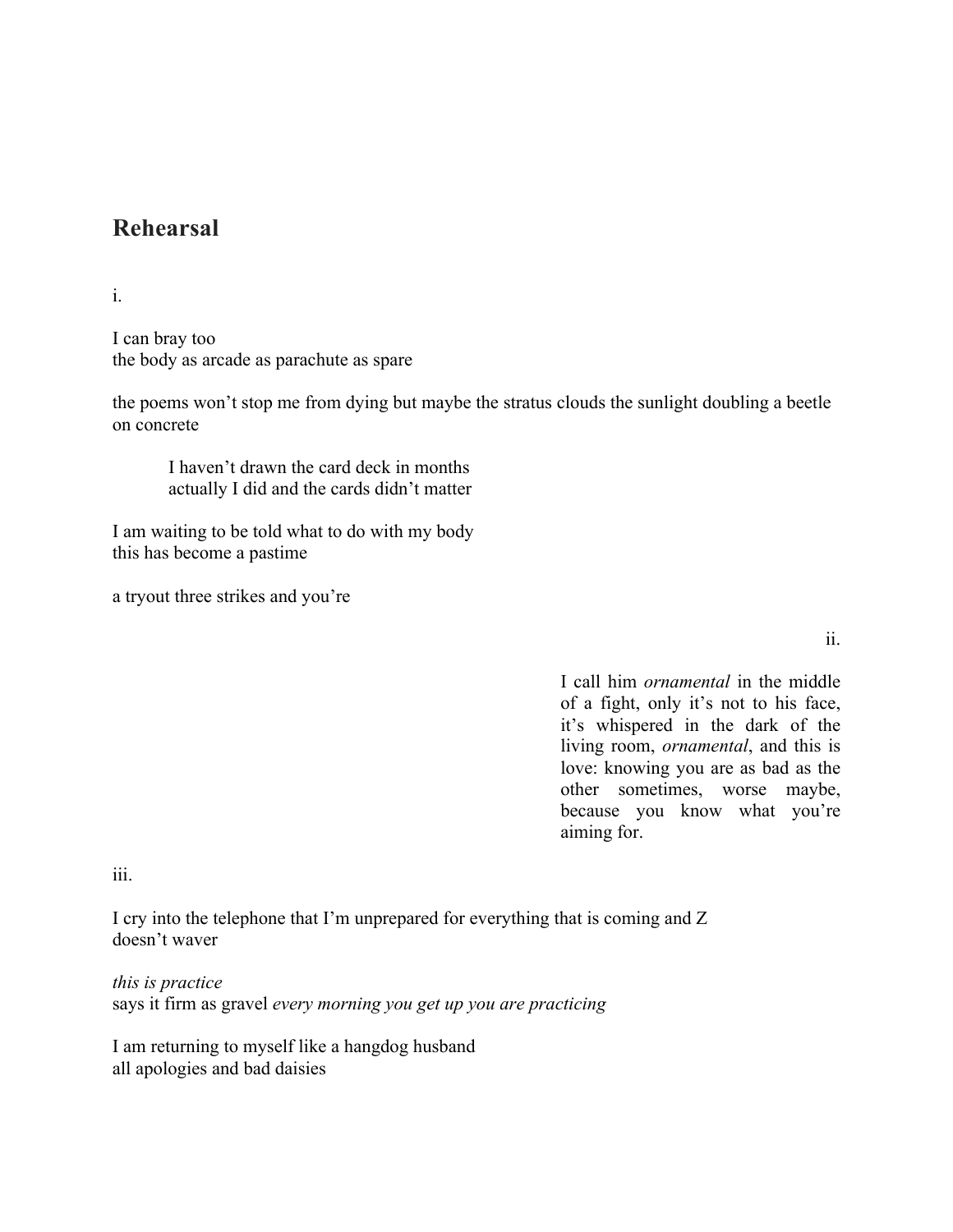# Rehearsal

i.

I can bray too
the body as arcade as parachute as spare

the poems won't stop me from dying but maybe the stratus clouds the sunlight doubling a beetle on concrete

> I haven't drawn the card deck in months
> actually I did and the cards didn't matter

I am waiting to be told what to do with my body
this has become a pastime

a tryout three strikes and you're

ii.

I call him *ornamental* in the middle of a fight, only it's not to his face, it's whispered in the dark of the living room, *ornamental*, and this is love: knowing you are as bad as the other sometimes, worse maybe, because you know what you're aiming for.

iii.

I cry into the telephone that I'm unprepared for everything that is coming and Z
doesn't waver

*this is practice*
says it firm as gravel *every morning you get up you are practicing*

I am returning to myself like a hangdog husband
all apologies and bad daisies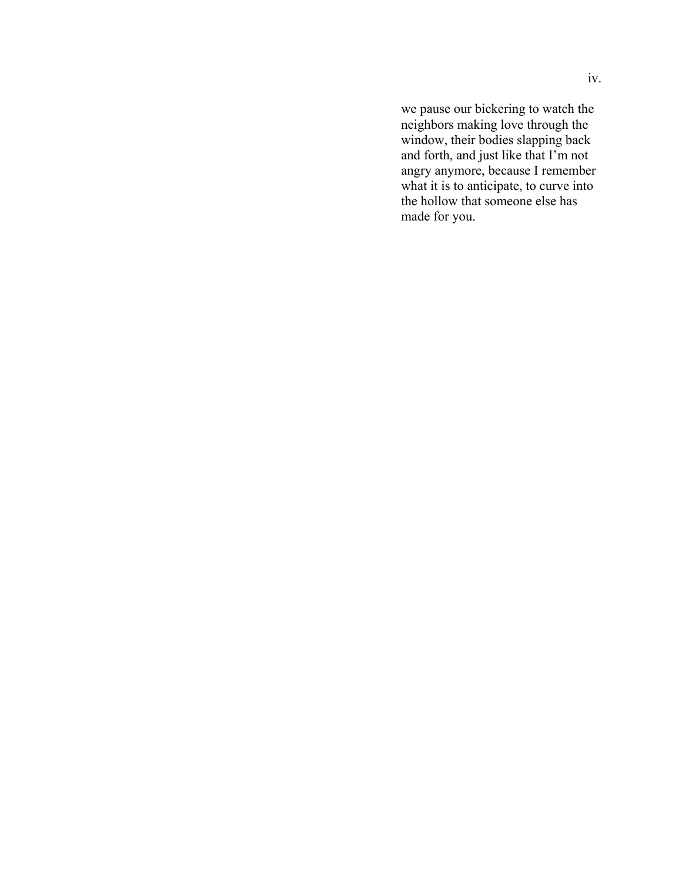iv.

we pause our bickering to watch the neighbors making love through the window, their bodies slapping back and forth, and just like that I'm not angry anymore, because I remember what it is to anticipate, to curve into the hollow that someone else has made for you.